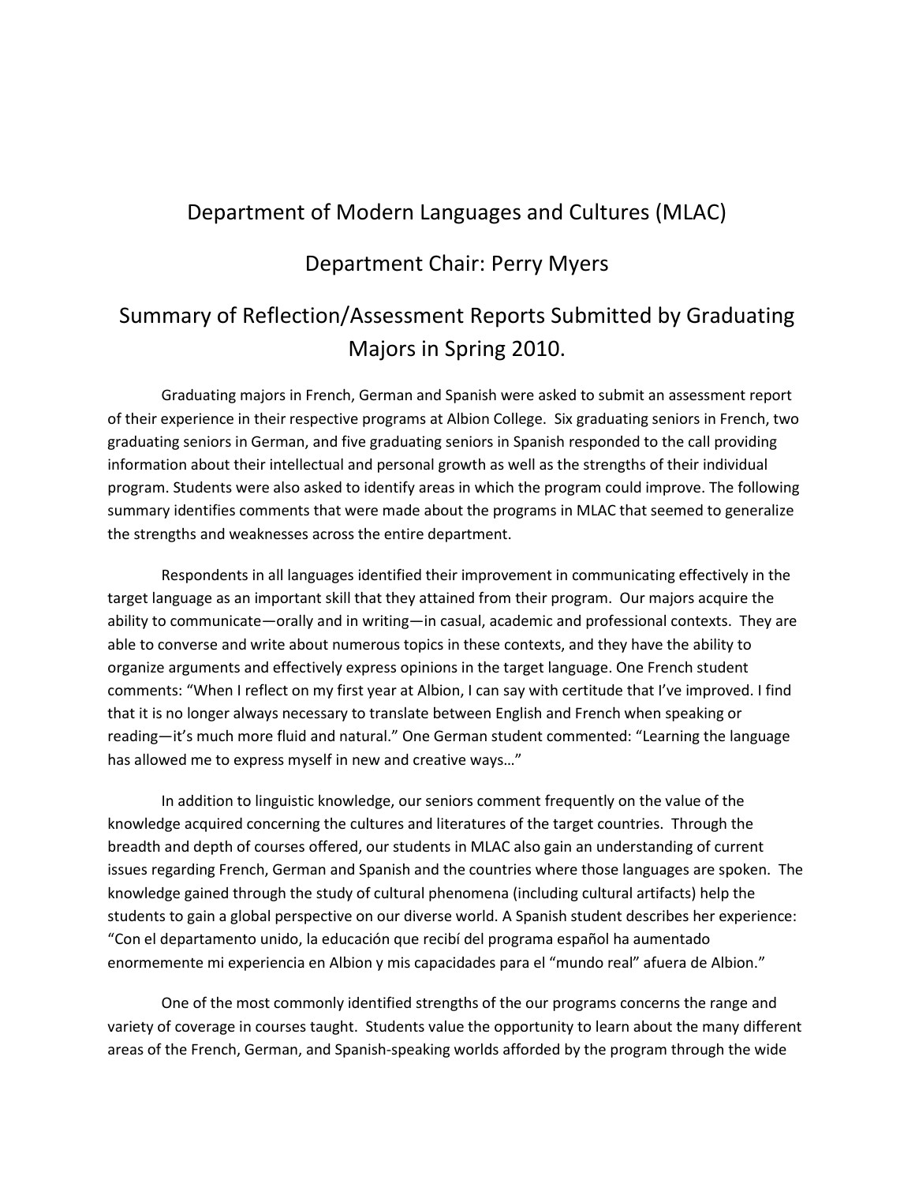# Department of Modern Languages and Cultures (MLAC)

## Department Chair: Perry Myers

## Summary of Reflection/Assessment Reports Submitted by Graduating Majors in Spring 2010.

Graduating majors in French, German and Spanish were asked to submit an assessment report of their experience in their respective programs at Albion College. Six graduating seniors in French, two graduating seniors in German, and five graduating seniors in Spanish responded to the call providing information about their intellectual and personal growth as well as the strengths of their individual program. Students were also asked to identify areas in which the program could improve. The following summary identifies comments that were made about the programs in MLAC that seemed to generalize the strengths and weaknesses across the entire department.

Respondents in all languages identified their improvement in communicating effectively in the target language as an important skill that they attained from their program. Our majors acquire the ability to communicate—orally and in writing—in casual, academic and professional contexts. They are able to converse and write about numerous topics in these contexts, and they have the ability to organize arguments and effectively express opinions in the target language. One French student comments: "When I reflect on my first year at Albion, I can say with certitude that I've improved. I find that it is no longer always necessary to translate between English and French when speaking or reading—it's much more fluid and natural." One German student commented: "Learning the language has allowed me to express myself in new and creative ways…"

In addition to linguistic knowledge, our seniors comment frequently on the value of the knowledge acquired concerning the cultures and literatures of the target countries. Through the breadth and depth of courses offered, our students in MLAC also gain an understanding of current issues regarding French, German and Spanish and the countries where those languages are spoken. The knowledge gained through the study of cultural phenomena (including cultural artifacts) help the students to gain a global perspective on our diverse world. A Spanish student describes her experience: "Con el departamento unido, la educación que recibí del programa español ha aumentado enormemente mi experiencia en Albion y mis capacidades para el "mundo real" afuera de Albion."

One of the most commonly identified strengths of the our programs concerns the range and variety of coverage in courses taught. Students value the opportunity to learn about the many different areas of the French, German, and Spanish-speaking worlds afforded by the program through the wide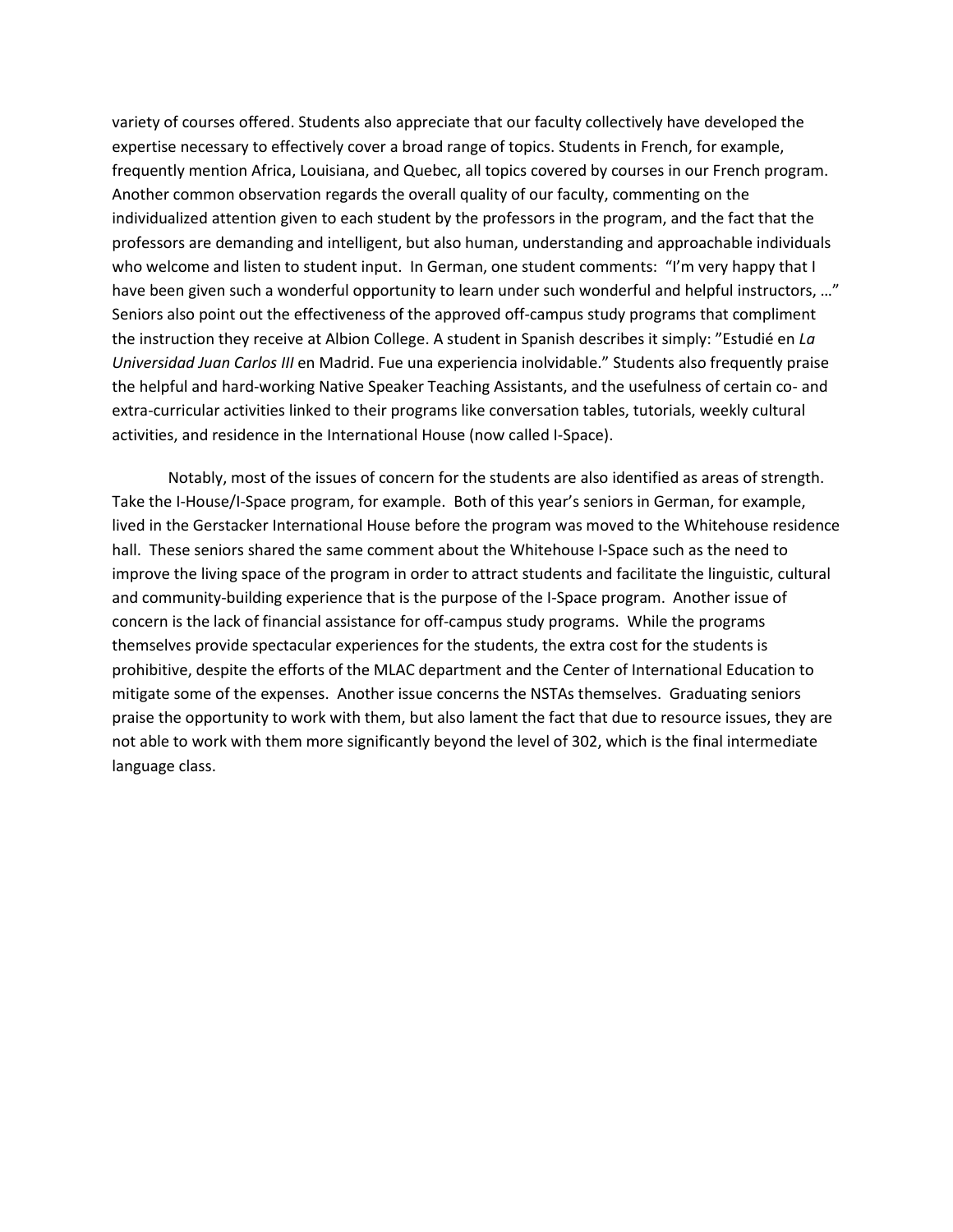variety of courses offered. Students also appreciate that our faculty collectively have developed the expertise necessary to effectively cover a broad range of topics. Students in French, for example, frequently mention Africa, Louisiana, and Quebec, all topics covered by courses in our French program. Another common observation regards the overall quality of our faculty, commenting on the individualized attention given to each student by the professors in the program, and the fact that the professors are demanding and intelligent, but also human, understanding and approachable individuals who welcome and listen to student input. In German, one student comments: "I'm very happy that I have been given such a wonderful opportunity to learn under such wonderful and helpful instructors, …" Seniors also point out the effectiveness of the approved off-campus study programs that compliment the instruction they receive at Albion College. A student in Spanish describes it simply: "Estudié en *La Universidad Juan Carlos III* en Madrid. Fue una experiencia inolvidable." Students also frequently praise the helpful and hard-working Native Speaker Teaching Assistants, and the usefulness of certain co- and extra-curricular activities linked to their programs like conversation tables, tutorials, weekly cultural activities, and residence in the International House (now called I-Space).

Notably, most of the issues of concern for the students are also identified as areas of strength. Take the I-House/I-Space program, for example. Both of this year's seniors in German, for example, lived in the Gerstacker International House before the program was moved to the Whitehouse residence hall. These seniors shared the same comment about the Whitehouse I-Space such as the need to improve the living space of the program in order to attract students and facilitate the linguistic, cultural and community-building experience that is the purpose of the I-Space program. Another issue of concern is the lack of financial assistance for off-campus study programs. While the programs themselves provide spectacular experiences for the students, the extra cost for the students is prohibitive, despite the efforts of the MLAC department and the Center of International Education to mitigate some of the expenses. Another issue concerns the NSTAs themselves. Graduating seniors praise the opportunity to work with them, but also lament the fact that due to resource issues, they are not able to work with them more significantly beyond the level of 302, which is the final intermediate language class.